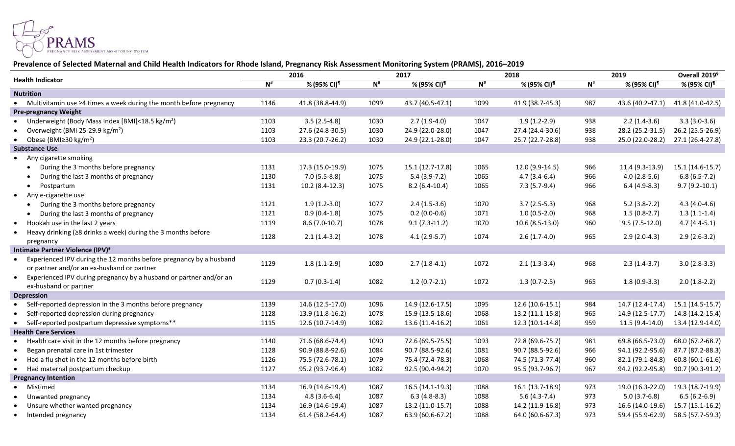**Prevalence of Selected Maternal and Child Health Indicators for Rhode Island, Pregnancy Risk Assessment Monitoring System (PRAMS), 2016–2019**

| Health Indicator | 2016 | | 2017 | | 2018 | | 2019 | | Overall 2019[§] |
|---|---|---|---|---|---|---|---|---|---|
| | N[#] | % (95% CI)[¶] | N[#] | % (95% CI)[¶] | N[#] | % (95% CI)[¶] | N[#] | % (95% CI)[¶] | % (95% CI)[¶] |
| **Nutrition** | | | | | | | | | |
| • Multivitamin use ≥4 times a week during the month before pregnancy | 1146 | 41.8 (38.8-44.9) | 1099 | 43.7 (40.5-47.1) | 1099 | 41.9 (38.7-45.3) | 987 | 43.6 (40.2-47.1) | 41.8 (41.0-42.5) |
| **Pre-pregnancy Weight** | | | | | | | | | |
| • Underweight (Body Mass Index [BMI]<18.5 kg/m$^2$) | 1103 | 3.5 (2.5-4.8) | 1030 | 2.7 (1.9-4.0) | 1047 | 1.9 (1.2-2.9) | 938 | 2.2 (1.4-3.6) | 3.3 (3.0-3.6) |
| • Overweight (BMI 25-29.9 kg/m$^2$) | 1103 | 27.6 (24.8-30.5) | 1030 | 24.9 (22.0-28.0) | 1047 | 27.4 (24.4-30.6) | 938 | 28.2 (25.2-31.5) | 26.2 (25.5-26.9) |
| • Obese (BMI≥30 kg/m$^2$) | 1103 | 23.3 (20.7-26.2) | 1030 | 24.9 (22.1-28.0) | 1047 | 25.7 (22.7-28.8) | 938 | 25.0 (22.0-28.2) | 27.1 (26.4-27.8) |
| **Substance Use** | | | | | | | | | |
| • Any cigarette smoking | | | | | | | | | |
| • During the 3 months before pregnancy | 1131 | 17.3 (15.0-19.9) | 1075 | 15.1 (12.7-17.8) | 1065 | 12.0 (9.9-14.5) | 966 | 11.4 (9.3-13.9) | 15.1 (14.6-15.7) |
| • During the last 3 months of pregnancy | 1130 | 7.0 (5.5-8.8) | 1075 | 5.4 (3.9-7.2) | 1065 | 4.7 (3.4-6.4) | 966 | 4.0 (2.8-5.6) | 6.8 (6.5-7.2) |
| • Postpartum | 1131 | 10.2 (8.4-12.3) | 1075 | 8.2 (6.4-10.4) | 1065 | 7.3 (5.7-9.4) | 966 | 6.4 (4.9-8.3) | 9.7 (9.2-10.1) |
| • Any e-cigarette use | | | | | | | | | |
| • During the 3 months before pregnancy | 1121 | 1.9 (1.2-3.0) | 1077 | 2.4 (1.5-3.6) | 1070 | 3.7 (2.5-5.3) | 968 | 5.2 (3.8-7.2) | 4.3 (4.0-4.6) |
| • During the last 3 months of pregnancy | 1121 | 0.9 (0.4-1.8) | 1075 | 0.2 (0.0-0.6) | 1071 | 1.0 (0.5-2.0) | 968 | 1.5 (0.8-2.7) | 1.3 (1.1-1.4) |
| • Hookah use in the last 2 years | 1119 | 8.6 (7.0-10.7) | 1078 | 9.1 (7.3-11.2) | 1070 | 10.6 (8.5-13.0) | 960 | 9.5 (7.5-12.0) | 4.7 (4.4-5.1) |
| • Heavy drinking (≥8 drinks a week) during the 3 months before pregnancy | 1128 | 2.1 (1.4-3.2) | 1078 | 4.1 (2.9-5.7) | 1074 | 2.6 (1.7-4.0) | 965 | 2.9 (2.0-4.3) | 2.9 (2.6-3.2) |
| **Intimate Partner Violence (IPV)[¥]** | | | | | | | | | |
| • Experienced IPV during the 12 months before pregnancy by a husband or partner and/or an ex-husband or partner | 1129 | 1.8 (1.1-2.9) | 1080 | 2.7 (1.8-4.1) | 1072 | 2.1 (1.3-3.4) | 968 | 2.3 (1.4-3.7) | 3.0 (2.8-3.3) |
| • Experienced IPV during pregnancy by a husband or partner and/or an ex-husband or partner | 1129 | 0.7 (0.3-1.4) | 1082 | 1.2 (0.7-2.1) | 1072 | 1.3 (0.7-2.5) | 965 | 1.8 (0.9-3.3) | 2.0 (1.8-2.2) |
| **Depression** | | | | | | | | | |
| • Self-reported depression in the 3 months before pregnancy | 1139 | 14.6 (12.5-17.0) | 1096 | 14.9 (12.6-17.5) | 1095 | 12.6 (10.6-15.1) | 984 | 14.7 (12.4-17.4) | 15.1 (14.5-15.7) |
| • Self-reported depression during pregnancy | 1128 | 13.9 (11.8-16.2) | 1078 | 15.9 (13.5-18.6) | 1068 | 13.2 (11.1-15.8) | 965 | 14.9 (12.5-17.7) | 14.8 (14.2-15.4) |
| • Self-reported postpartum depressive symptoms** | 1115 | 12.6 (10.7-14.9) | 1082 | 13.6 (11.4-16.2) | 1061 | 12.3 (10.1-14.8) | 959 | 11.5 (9.4-14.0) | 13.4 (12.9-14.0) |
| **Health Care Services** | | | | | | | | | |
| • Health care visit in the 12 months before pregnancy | 1140 | 71.6 (68.6-74.4) | 1090 | 72.6 (69.5-75.5) | 1093 | 72.8 (69.6-75.7) | 981 | 69.8 (66.5-73.0) | 68.0 (67.2-68.7) |
| • Began prenatal care in 1st trimester | 1128 | 90.9 (88.8-92.6) | 1084 | 90.7 (88.5-92.6) | 1081 | 90.7 (88.5-92.6) | 966 | 94.1 (92.2-95.6) | 87.7 (87.2-88.3) |
| • Had a flu shot in the 12 months before birth | 1126 | 75.5 (72.6-78.1) | 1079 | 75.4 (72.4-78.3) | 1068 | 74.5 (71.3-77.4) | 960 | 82.1 (79.1-84.8) | 60.8 (60.1-61.6) |
| • Had maternal postpartum checkup | 1127 | 95.2 (93.7-96.4) | 1082 | 92.5 (90.4-94.2) | 1070 | 95.5 (93.7-96.7) | 967 | 94.2 (92.2-95.8) | 90.7 (90.3-91.2) |
| **Pregnancy Intention** | | | | | | | | | |
| • Mistimed | 1134 | 16.9 (14.6-19.4) | 1087 | 16.5 (14.1-19.3) | 1088 | 16.1 (13.7-18.9) | 973 | 19.0 (16.3-22.0) | 19.3 (18.7-19.9) |
| • Unwanted pregnancy | 1134 | 4.8 (3.6-6.4) | 1087 | 6.3 (4.8-8.3) | 1088 | 5.6 (4.3-7.4) | 973 | 5.0 (3.7-6.8) | 6.5 (6.2-6.9) |
| • Unsure whether wanted pregnancy | 1134 | 16.9 (14.6-19.4) | 1087 | 13.2 (11.0-15.7) | 1088 | 14.2 (11.9-16.8) | 973 | 16.6 (14.0-19.6) | 15.7 (15.1-16.2) |
| • Intended pregnancy | 1134 | 61.4 (58.2-64.4) | 1087 | 63.9 (60.6-67.2) | 1088 | 64.0 (60.6-67.3) | 973 | 59.4 (55.9-62.9) | 58.5 (57.7-59.3) |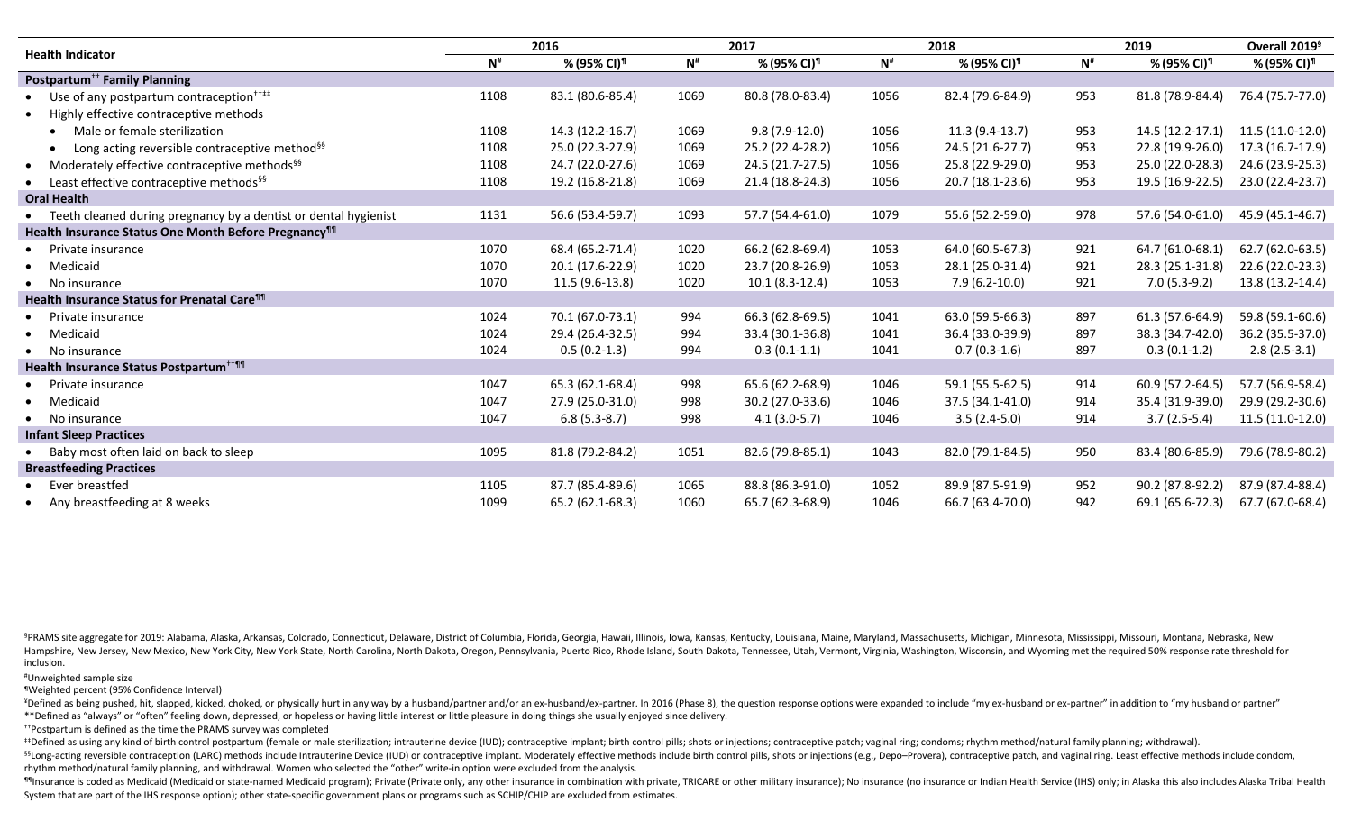| Health Indicator | 2016 | | 2017 | | 2018 | | 2019 | | Overall 2019[§] |
|---|---|---|---|---|---|---|---|---|---|
| | N[#] | % (95% CI)[¶] | N[#] | % (95% CI)[¶] | N[#] | % (95% CI)[¶] | N[#] | % (95% CI)[¶] | % (95% CI)[¶] |
| **Postpartum[††] Family Planning** | | | | | | | | | |
| • Use of any postpartum contraception[†††‡‡] | 1108 | 83.1 (80.6-85.4) | 1069 | 80.8 (78.0-83.4) | 1056 | 82.4 (79.6-84.9) | 953 | 81.8 (78.9-84.4) | 76.4 (75.7-77.0) |
| • Highly effective contraceptive methods | | | | | | | | | |
| • Male or female sterilization | 1108 | 14.3 (12.2-16.7) | 1069 | 9.8 (7.9-12.0) | 1056 | 11.3 (9.4-13.7) | 953 | 14.5 (12.2-17.1) | 11.5 (11.0-12.0) |
| • Long acting reversible contraceptive method[§§] | 1108 | 25.0 (22.3-27.9) | 1069 | 25.2 (22.4-28.2) | 1056 | 24.5 (21.6-27.7) | 953 | 22.8 (19.9-26.0) | 17.3 (16.7-17.9) |
| • Moderately effective contraceptive methods[§§] | 1108 | 24.7 (22.0-27.6) | 1069 | 24.5 (21.7-27.5) | 1056 | 25.8 (22.9-29.0) | 953 | 25.0 (22.0-28.3) | 24.6 (23.9-25.3) |
| • Least effective contraceptive methods[§§] | 1108 | 19.2 (16.8-21.8) | 1069 | 21.4 (18.8-24.3) | 1056 | 20.7 (18.1-23.6) | 953 | 19.5 (16.9-22.5) | 23.0 (22.4-23.7) |
| **Oral Health** | | | | | | | | | |
| • Teeth cleaned during pregnancy by a dentist or dental hygienist | 1131 | 56.6 (53.4-59.7) | 1093 | 57.7 (54.4-61.0) | 1079 | 55.6 (52.2-59.0) | 978 | 57.6 (54.0-61.0) | 45.9 (45.1-46.7) |
| **Health Insurance Status One Month Before Pregnancy[¶¶]** | | | | | | | | | |
| • Private insurance | 1070 | 68.4 (65.2-71.4) | 1020 | 66.2 (62.8-69.4) | 1053 | 64.0 (60.5-67.3) | 921 | 64.7 (61.0-68.1) | 62.7 (62.0-63.5) |
| • Medicaid | 1070 | 20.1 (17.6-22.9) | 1020 | 23.7 (20.8-26.9) | 1053 | 28.1 (25.0-31.4) | 921 | 28.3 (25.1-31.8) | 22.6 (22.0-23.3) |
| • No insurance | 1070 | 11.5 (9.6-13.8) | 1020 | 10.1 (8.3-12.4) | 1053 | 7.9 (6.2-10.0) | 921 | 7.0 (5.3-9.2) | 13.8 (13.2-14.4) |
| **Health Insurance Status for Prenatal Care[¶¶]** | | | | | | | | | |
| • Private insurance | 1024 | 70.1 (67.0-73.1) | 994 | 66.3 (62.8-69.5) | 1041 | 63.0 (59.5-66.3) | 897 | 61.3 (57.6-64.9) | 59.8 (59.1-60.6) |
| • Medicaid | 1024 | 29.4 (26.4-32.5) | 994 | 33.4 (30.1-36.8) | 1041 | 36.4 (33.0-39.9) | 897 | 38.3 (34.7-42.0) | 36.2 (35.5-37.0) |
| • No insurance | 1024 | 0.5 (0.2-1.3) | 994 | 0.3 (0.1-1.1) | 1041 | 0.7 (0.3-1.6) | 897 | 0.3 (0.1-1.2) | 2.8 (2.5-3.1) |
| **Health Insurance Status Postpartum[††¶¶]** | | | | | | | | | |
| • Private insurance | 1047 | 65.3 (62.1-68.4) | 998 | 65.6 (62.2-68.9) | 1046 | 59.1 (55.5-62.5) | 914 | 60.9 (57.2-64.5) | 57.7 (56.9-58.4) |
| • Medicaid | 1047 | 27.9 (25.0-31.0) | 998 | 30.2 (27.0-33.6) | 1046 | 37.5 (34.1-41.0) | 914 | 35.4 (31.9-39.0) | 29.9 (29.2-30.6) |
| • No insurance | 1047 | 6.8 (5.3-8.7) | 998 | 4.1 (3.0-5.7) | 1046 | 3.5 (2.4-5.0) | 914 | 3.7 (2.5-5.4) | 11.5 (11.0-12.0) |
| **Infant Sleep Practices** | | | | | | | | | |
| • Baby most often laid on back to sleep | 1095 | 81.8 (79.2-84.2) | 1051 | 82.6 (79.8-85.1) | 1043 | 82.0 (79.1-84.5) | 950 | 83.4 (80.6-85.9) | 79.6 (78.9-80.2) |
| **Breastfeeding Practices** | | | | | | | | | |
| • Ever breastfed | 1105 | 87.7 (85.4-89.6) | 1065 | 88.8 (86.3-91.0) | 1052 | 89.9 (87.5-91.9) | 952 | 90.2 (87.8-92.2) | 87.9 (87.4-88.4) |
| • Any breastfeeding at 8 weeks | 1099 | 65.2 (62.1-68.3) | 1060 | 65.7 (62.3-68.9) | 1046 | 66.7 (63.4-70.0) | 942 | 69.1 (65.6-72.3) | 67.7 (67.0-68.4) |

[§]PRAMS site aggregate for 2019: Alabama, Alaska, Arkansas, Colorado, Connecticut, Delaware, District of Columbia, Florida, Georgia, Hawaii, Illinois, Iowa, Kansas, Kentucky, Louisiana, Maine, Maryland, Massachusetts, Michigan, Minnesota, Mississippi, Missouri, Montana, Nebraska, New Hampshire, New Jersey, New Mexico, New York City, New York State, North Carolina, North Dakota, Oregon, Pennsylvania, Puerto Rico, Rhode Island, South Dakota, Tennessee, Utah, Vermont, Virginia, Washington, Wisconsin, and Wyoming met the required 50% response rate threshold for inclusion.

[#]Unweighted sample size

[¶]Weighted percent (95% Confidence Interval)

[¥]Defined as being pushed, hit, slapped, kicked, choked, or physically hurt in any way by a husband/partner and/or an ex-husband/ex-partner. In 2016 (Phase 8), the question response options were expanded to include "my ex-husband or ex-partner" in addition to "my husband or partner"

**Defined as "always" or "often" feeling down, depressed, or hopeless or having little interest or little pleasure in doing things she usually enjoyed since delivery.

[††]Postpartum is defined as the time the PRAMS survey was completed

[‡‡]Defined as using any kind of birth control postpartum (female or male sterilization; intrauterine device (IUD); contraceptive implant; birth control pills; shots or injections; contraceptive patch; vaginal ring; condoms; rhythm method/natural family planning; withdrawal).

[§§]Long-acting reversible contraception (LARC) methods include Intrauterine Device (IUD) or contraceptive implant. Moderately effective methods include birth control pills, shots or injections (e.g., Depo–Provera), contraceptive patch, and vaginal ring. Least effective methods include condom, rhythm method/natural family planning, and withdrawal. Women who selected the "other" write-in option were excluded from the analysis.

[¶¶]Insurance is coded as Medicaid (Medicaid or state-named Medicaid program); Private (Private only, any other insurance in combination with private, TRICARE or other military insurance); No insurance (no insurance or Indian Health Service (IHS) only; in Alaska this also includes Alaska Tribal Health System that are part of the IHS response option); other state-specific government plans or programs such as SCHIP/CHIP are excluded from estimates.